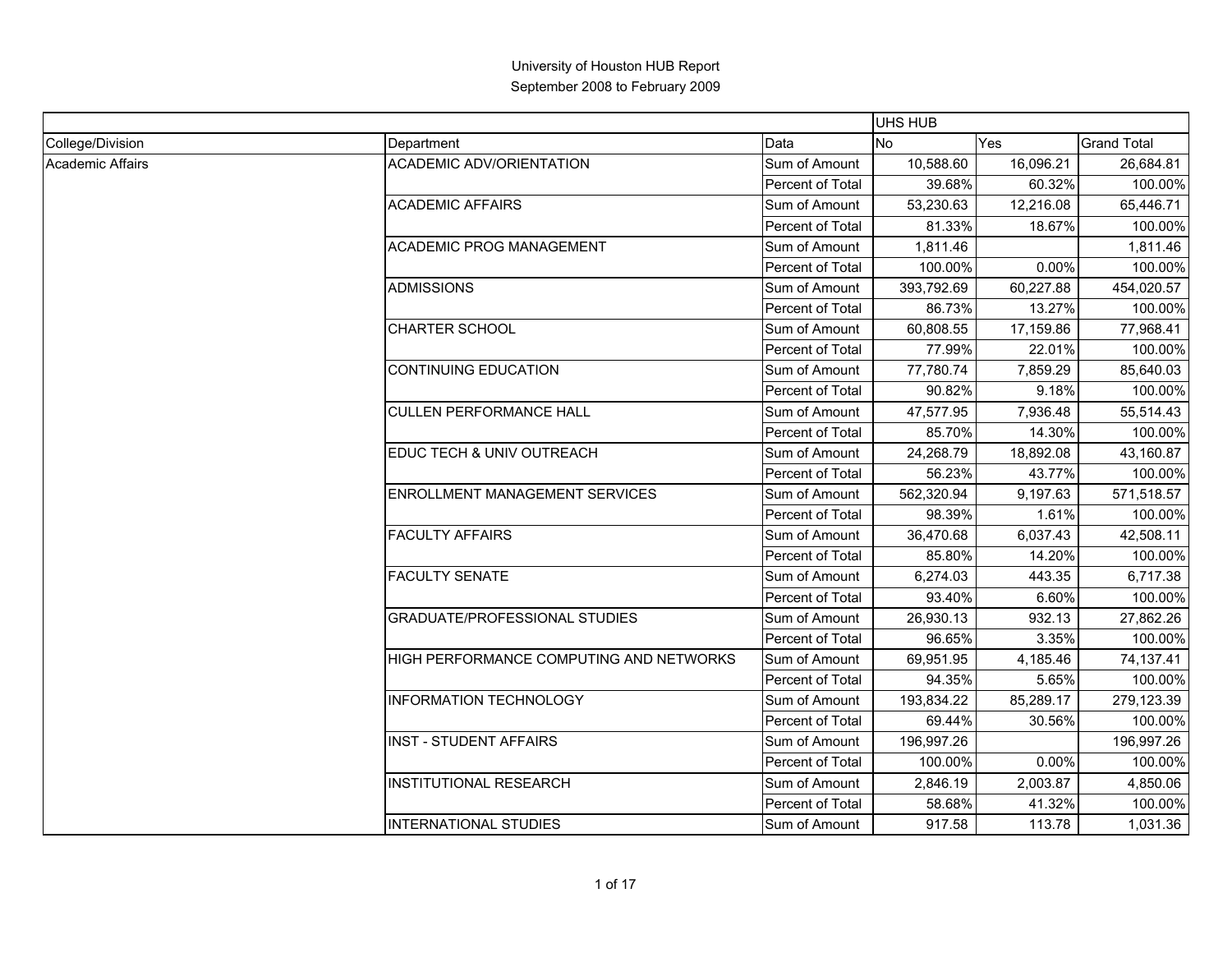# University of Houston HUB Report

## September 2008 to February 2009

| | | | UHS HUB | | |
|---|---|---|---|---|---|
| College/Division | Department | Data | No | Yes | Grand Total |
| Academic Affairs | ACADEMIC ADV/ORIENTATION | Sum of Amount | 10,588.60 | 16,096.21 | 26,684.81 |
| | | Percent of Total | 39.68% | 60.32% | 100.00% |
| | ACADEMIC AFFAIRS | Sum of Amount | 53,230.63 | 12,216.08 | 65,446.71 |
| | | Percent of Total | 81.33% | 18.67% | 100.00% |
| | ACADEMIC PROG MANAGEMENT | Sum of Amount | 1,811.46 | | 1,811.46 |
| | | Percent of Total | 100.00% | 0.00% | 100.00% |
| | ADMISSIONS | Sum of Amount | 393,792.69 | 60,227.88 | 454,020.57 |
| | | Percent of Total | 86.73% | 13.27% | 100.00% |
| | CHARTER SCHOOL | Sum of Amount | 60,808.55 | 17,159.86 | 77,968.41 |
| | | Percent of Total | 77.99% | 22.01% | 100.00% |
| | CONTINUING EDUCATION | Sum of Amount | 77,780.74 | 7,859.29 | 85,640.03 |
| | | Percent of Total | 90.82% | 9.18% | 100.00% |
| | CULLEN PERFORMANCE HALL | Sum of Amount | 47,577.95 | 7,936.48 | 55,514.43 |
| | | Percent of Total | 85.70% | 14.30% | 100.00% |
| | EDUC TECH & UNIV OUTREACH | Sum of Amount | 24,268.79 | 18,892.08 | 43,160.87 |
| | | Percent of Total | 56.23% | 43.77% | 100.00% |
| | ENROLLMENT MANAGEMENT SERVICES | Sum of Amount | 562,320.94 | 9,197.63 | 571,518.57 |
| | | Percent of Total | 98.39% | 1.61% | 100.00% |
| | FACULTY AFFAIRS | Sum of Amount | 36,470.68 | 6,037.43 | 42,508.11 |
| | | Percent of Total | 85.80% | 14.20% | 100.00% |
| | FACULTY SENATE | Sum of Amount | 6,274.03 | 443.35 | 6,717.38 |
| | | Percent of Total | 93.40% | 6.60% | 100.00% |
| | GRADUATE/PROFESSIONAL STUDIES | Sum of Amount | 26,930.13 | 932.13 | 27,862.26 |
| | | Percent of Total | 96.65% | 3.35% | 100.00% |
| | HIGH PERFORMANCE COMPUTING AND NETWORKS | Sum of Amount | 69,951.95 | 4,185.46 | 74,137.41 |
| | | Percent of Total | 94.35% | 5.65% | 100.00% |
| | INFORMATION TECHNOLOGY | Sum of Amount | 193,834.22 | 85,289.17 | 279,123.39 |
| | | Percent of Total | 69.44% | 30.56% | 100.00% |
| | INST - STUDENT AFFAIRS | Sum of Amount | 196,997.26 | | 196,997.26 |
| | | Percent of Total | 100.00% | 0.00% | 100.00% |
| | INSTITUTIONAL RESEARCH | Sum of Amount | 2,846.19 | 2,003.87 | 4,850.06 |
| | | Percent of Total | 58.68% | 41.32% | 100.00% |
| | INTERNATIONAL STUDIES | Sum of Amount | 917.58 | 113.78 | 1,031.36 |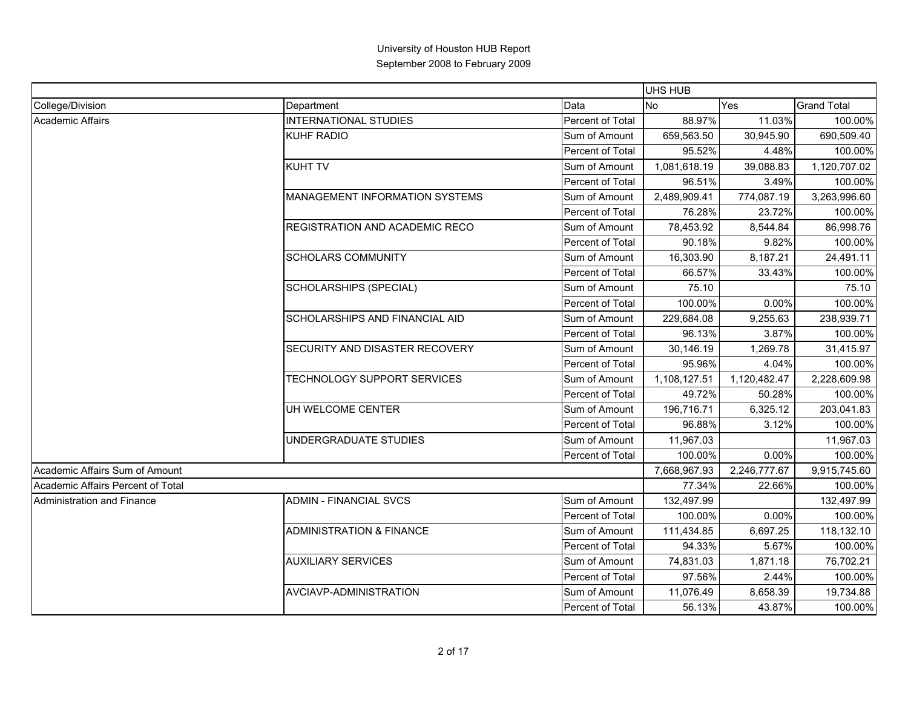University of Houston HUB Report
September 2008 to February 2009

| | | | UHS HUB | | |
|---|---|---|---|---|---|
| College/Division | Department | Data | No | Yes | Grand Total |
| Academic Affairs | INTERNATIONAL STUDIES | Percent of Total | 88.97% | 11.03% | 100.00% |
| | KUHF RADIO | Sum of Amount | 659,563.50 | 30,945.90 | 690,509.40 |
| | | Percent of Total | 95.52% | 4.48% | 100.00% |
| | KUHT TV | Sum of Amount | 1,081,618.19 | 39,088.83 | 1,120,707.02 |
| | | Percent of Total | 96.51% | 3.49% | 100.00% |
| | MANAGEMENT INFORMATION SYSTEMS | Sum of Amount | 2,489,909.41 | 774,087.19 | 3,263,996.60 |
| | | Percent of Total | 76.28% | 23.72% | 100.00% |
| | REGISTRATION AND ACADEMIC RECO | Sum of Amount | 78,453.92 | 8,544.84 | 86,998.76 |
| | | Percent of Total | 90.18% | 9.82% | 100.00% |
| | SCHOLARS COMMUNITY | Sum of Amount | 16,303.90 | 8,187.21 | 24,491.11 |
| | | Percent of Total | 66.57% | 33.43% | 100.00% |
| | SCHOLARSHIPS (SPECIAL) | Sum of Amount | 75.10 | | 75.10 |
| | | Percent of Total | 100.00% | 0.00% | 100.00% |
| | SCHOLARSHIPS AND FINANCIAL AID | Sum of Amount | 229,684.08 | 9,255.63 | 238,939.71 |
| | | Percent of Total | 96.13% | 3.87% | 100.00% |
| | SECURITY AND DISASTER RECOVERY | Sum of Amount | 30,146.19 | 1,269.78 | 31,415.97 |
| | | Percent of Total | 95.96% | 4.04% | 100.00% |
| | TECHNOLOGY SUPPORT SERVICES | Sum of Amount | 1,108,127.51 | 1,120,482.47 | 2,228,609.98 |
| | | Percent of Total | 49.72% | 50.28% | 100.00% |
| | UH WELCOME CENTER | Sum of Amount | 196,716.71 | 6,325.12 | 203,041.83 |
| | | Percent of Total | 96.88% | 3.12% | 100.00% |
| | UNDERGRADUATE STUDIES | Sum of Amount | 11,967.03 | | 11,967.03 |
| | | Percent of Total | 100.00% | 0.00% | 100.00% |
| Academic Affairs Sum of Amount | | | 7,668,967.93 | 2,246,777.67 | 9,915,745.60 |
| Academic Affairs Percent of Total | | | 77.34% | 22.66% | 100.00% |
| Administration and Finance | ADMIN - FINANCIAL SVCS | Sum of Amount | 132,497.99 | | 132,497.99 |
| | | Percent of Total | 100.00% | 0.00% | 100.00% |
| | ADMINISTRATION & FINANCE | Sum of Amount | 111,434.85 | 6,697.25 | 118,132.10 |
| | | Percent of Total | 94.33% | 5.67% | 100.00% |
| | AUXILIARY SERVICES | Sum of Amount | 74,831.03 | 1,871.18 | 76,702.21 |
| | | Percent of Total | 97.56% | 2.44% | 100.00% |
| | AVCIAVP-ADMINISTRATION | Sum of Amount | 11,076.49 | 8,658.39 | 19,734.88 |
| | | Percent of Total | 56.13% | 43.87% | 100.00% |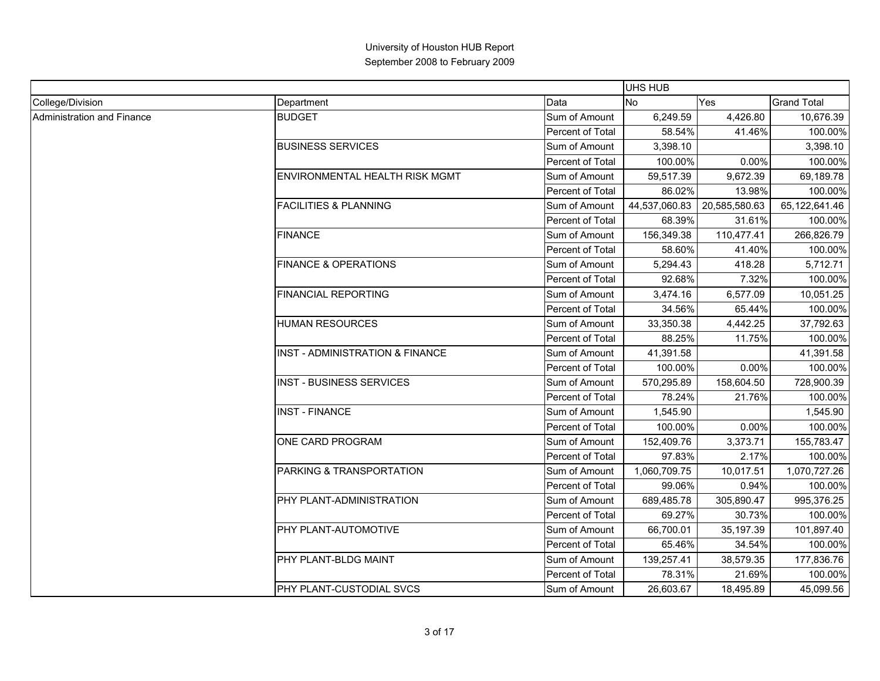University of Houston HUB Report

September 2008 to February 2009

| | | | UHS HUB | | |
|---|---|---|---|---|---|
| College/Division | Department | Data | No | Yes | Grand Total |
| Administration and Finance | BUDGET | Sum of Amount | 6,249.59 | 4,426.80 | 10,676.39 |
| | | Percent of Total | 58.54% | 41.46% | 100.00% |
| | BUSINESS SERVICES | Sum of Amount | 3,398.10 | | 3,398.10 |
| | | Percent of Total | 100.00% | 0.00% | 100.00% |
| | ENVIRONMENTAL HEALTH RISK MGMT | Sum of Amount | 59,517.39 | 9,672.39 | 69,189.78 |
| | | Percent of Total | 86.02% | 13.98% | 100.00% |
| | FACILITIES & PLANNING | Sum of Amount | 44,537,060.83 | 20,585,580.63 | 65,122,641.46 |
| | | Percent of Total | 68.39% | 31.61% | 100.00% |
| | FINANCE | Sum of Amount | 156,349.38 | 110,477.41 | 266,826.79 |
| | | Percent of Total | 58.60% | 41.40% | 100.00% |
| | FINANCE & OPERATIONS | Sum of Amount | 5,294.43 | 418.28 | 5,712.71 |
| | | Percent of Total | 92.68% | 7.32% | 100.00% |
| | FINANCIAL REPORTING | Sum of Amount | 3,474.16 | 6,577.09 | 10,051.25 |
| | | Percent of Total | 34.56% | 65.44% | 100.00% |
| | HUMAN RESOURCES | Sum of Amount | 33,350.38 | 4,442.25 | 37,792.63 |
| | | Percent of Total | 88.25% | 11.75% | 100.00% |
| | INST - ADMINISTRATION & FINANCE | Sum of Amount | 41,391.58 | | 41,391.58 |
| | | Percent of Total | 100.00% | 0.00% | 100.00% |
| | INST - BUSINESS SERVICES | Sum of Amount | 570,295.89 | 158,604.50 | 728,900.39 |
| | | Percent of Total | 78.24% | 21.76% | 100.00% |
| | INST - FINANCE | Sum of Amount | 1,545.90 | | 1,545.90 |
| | | Percent of Total | 100.00% | 0.00% | 100.00% |
| | ONE CARD PROGRAM | Sum of Amount | 152,409.76 | 3,373.71 | 155,783.47 |
| | | Percent of Total | 97.83% | 2.17% | 100.00% |
| | PARKING & TRANSPORTATION | Sum of Amount | 1,060,709.75 | 10,017.51 | 1,070,727.26 |
| | | Percent of Total | 99.06% | 0.94% | 100.00% |
| | PHY PLANT-ADMINISTRATION | Sum of Amount | 689,485.78 | 305,890.47 | 995,376.25 |
| | | Percent of Total | 69.27% | 30.73% | 100.00% |
| | PHY PLANT-AUTOMOTIVE | Sum of Amount | 66,700.01 | 35,197.39 | 101,897.40 |
| | | Percent of Total | 65.46% | 34.54% | 100.00% |
| | PHY PLANT-BLDG MAINT | Sum of Amount | 139,257.41 | 38,579.35 | 177,836.76 |
| | | Percent of Total | 78.31% | 21.69% | 100.00% |
| | PHY PLANT-CUSTODIAL SVCS | Sum of Amount | 26,603.67 | 18,495.89 | 45,099.56 |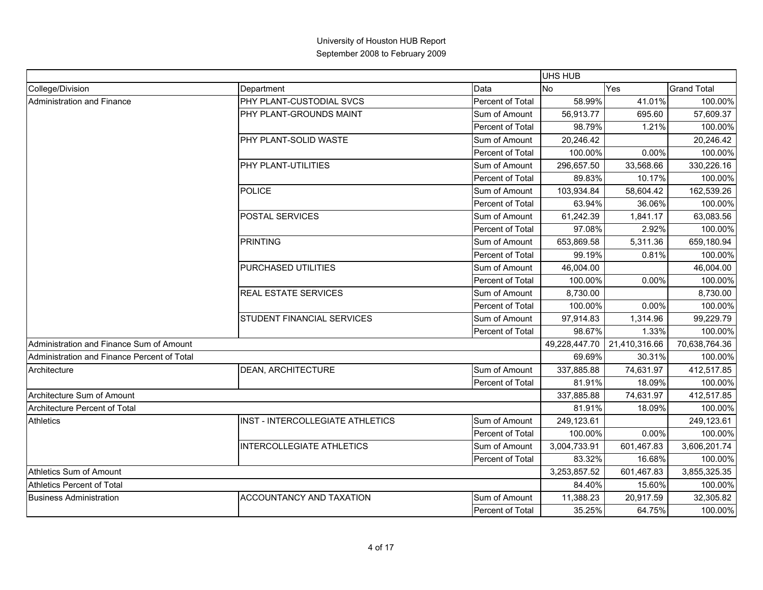University of Houston HUB Report
September 2008 to February 2009

| | | | UHS HUB | | |
|---|---|---|---|---|---|
| College/Division | Department | Data | No | Yes | Grand Total |
| Administration and Finance | PHY PLANT-CUSTODIAL SVCS | Percent of Total | 58.99% | 41.01% | 100.00% |
| | PHY PLANT-GROUNDS MAINT | Sum of Amount | 56,913.77 | 695.60 | 57,609.37 |
| | | Percent of Total | 98.79% | 1.21% | 100.00% |
| | PHY PLANT-SOLID WASTE | Sum of Amount | 20,246.42 | | 20,246.42 |
| | | Percent of Total | 100.00% | 0.00% | 100.00% |
| | PHY PLANT-UTILITIES | Sum of Amount | 296,657.50 | 33,568.66 | 330,226.16 |
| | | Percent of Total | 89.83% | 10.17% | 100.00% |
| | POLICE | Sum of Amount | 103,934.84 | 58,604.42 | 162,539.26 |
| | | Percent of Total | 63.94% | 36.06% | 100.00% |
| | POSTAL SERVICES | Sum of Amount | 61,242.39 | 1,841.17 | 63,083.56 |
| | | Percent of Total | 97.08% | 2.92% | 100.00% |
| | PRINTING | Sum of Amount | 653,869.58 | 5,311.36 | 659,180.94 |
| | | Percent of Total | 99.19% | 0.81% | 100.00% |
| | PURCHASED UTILITIES | Sum of Amount | 46,004.00 | | 46,004.00 |
| | | Percent of Total | 100.00% | 0.00% | 100.00% |
| | REAL ESTATE SERVICES | Sum of Amount | 8,730.00 | | 8,730.00 |
| | | Percent of Total | 100.00% | 0.00% | 100.00% |
| | STUDENT FINANCIAL SERVICES | Sum of Amount | 97,914.83 | 1,314.96 | 99,229.79 |
| | | Percent of Total | 98.67% | 1.33% | 100.00% |
| Administration and Finance Sum of Amount | | | 49,228,447.70 | 21,410,316.66 | 70,638,764.36 |
| Administration and Finance Percent of Total | | | 69.69% | 30.31% | 100.00% |
| Architecture | DEAN, ARCHITECTURE | Sum of Amount | 337,885.88 | 74,631.97 | 412,517.85 |
| | | Percent of Total | 81.91% | 18.09% | 100.00% |
| Architecture Sum of Amount | | | 337,885.88 | 74,631.97 | 412,517.85 |
| Architecture Percent of Total | | | 81.91% | 18.09% | 100.00% |
| Athletics | INST - INTERCOLLEGIATE ATHLETICS | Sum of Amount | 249,123.61 | | 249,123.61 |
| | | Percent of Total | 100.00% | 0.00% | 100.00% |
| | INTERCOLLEGIATE ATHLETICS | Sum of Amount | 3,004,733.91 | 601,467.83 | 3,606,201.74 |
| | | Percent of Total | 83.32% | 16.68% | 100.00% |
| Athletics Sum of Amount | | | 3,253,857.52 | 601,467.83 | 3,855,325.35 |
| Athletics Percent of Total | | | 84.40% | 15.60% | 100.00% |
| Business Administration | ACCOUNTANCY AND TAXATION | Sum of Amount | 11,388.23 | 20,917.59 | 32,305.82 |
| | | Percent of Total | 35.25% | 64.75% | 100.00% |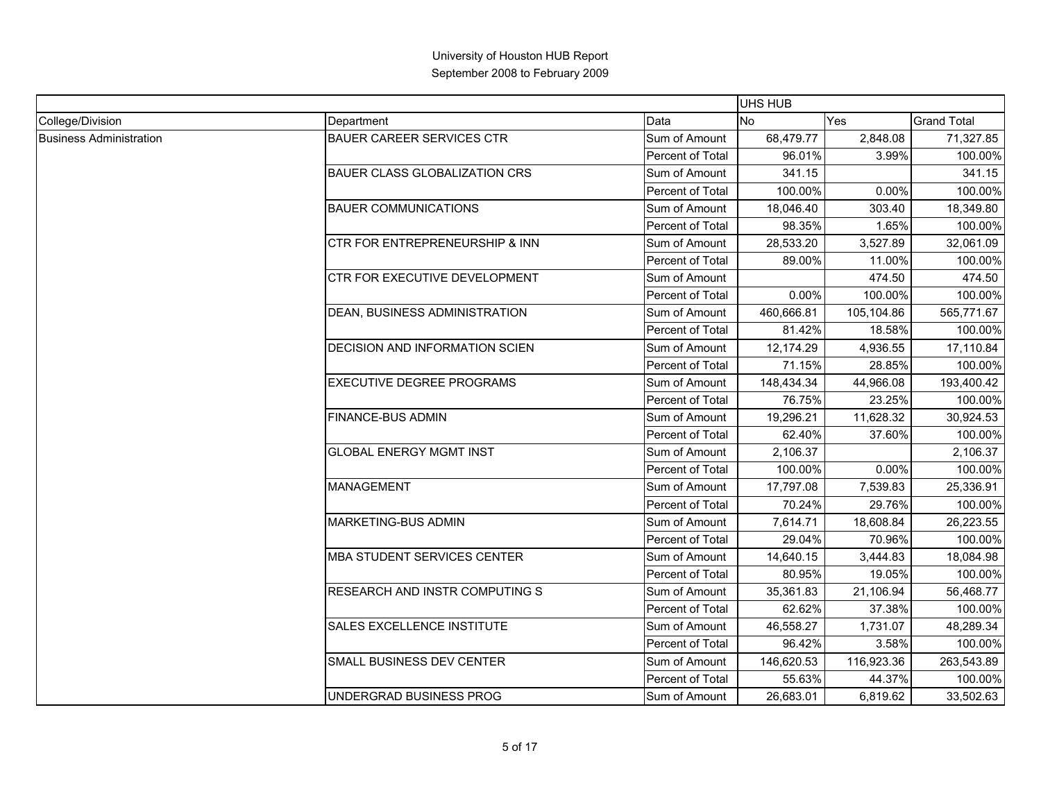# University of Houston HUB Report

## September 2008 to February 2009

| | | | UHS HUB | | |
|---|---|---|---|---|---|
| College/Division | Department | Data | No | Yes | Grand Total |
| Business Administration | BAUER CAREER SERVICES CTR | Sum of Amount | 68,479.77 | 2,848.08 | 71,327.85 |
| | | Percent of Total | 96.01% | 3.99% | 100.00% |
| | BAUER CLASS GLOBALIZATION CRS | Sum of Amount | 341.15 | | 341.15 |
| | | Percent of Total | 100.00% | 0.00% | 100.00% |
| | BAUER COMMUNICATIONS | Sum of Amount | 18,046.40 | 303.40 | 18,349.80 |
| | | Percent of Total | 98.35% | 1.65% | 100.00% |
| | CTR FOR ENTREPRENEURSHIP & INN | Sum of Amount | 28,533.20 | 3,527.89 | 32,061.09 |
| | | Percent of Total | 89.00% | 11.00% | 100.00% |
| | CTR FOR EXECUTIVE DEVELOPMENT | Sum of Amount | | 474.50 | 474.50 |
| | | Percent of Total | 0.00% | 100.00% | 100.00% |
| | DEAN, BUSINESS ADMINISTRATION | Sum of Amount | 460,666.81 | 105,104.86 | 565,771.67 |
| | | Percent of Total | 81.42% | 18.58% | 100.00% |
| | DECISION AND INFORMATION SCIEN | Sum of Amount | 12,174.29 | 4,936.55 | 17,110.84 |
| | | Percent of Total | 71.15% | 28.85% | 100.00% |
| | EXECUTIVE DEGREE PROGRAMS | Sum of Amount | 148,434.34 | 44,966.08 | 193,400.42 |
| | | Percent of Total | 76.75% | 23.25% | 100.00% |
| | FINANCE-BUS ADMIN | Sum of Amount | 19,296.21 | 11,628.32 | 30,924.53 |
| | | Percent of Total | 62.40% | 37.60% | 100.00% |
| | GLOBAL ENERGY MGMT INST | Sum of Amount | 2,106.37 | | 2,106.37 |
| | | Percent of Total | 100.00% | 0.00% | 100.00% |
| | MANAGEMENT | Sum of Amount | 17,797.08 | 7,539.83 | 25,336.91 |
| | | Percent of Total | 70.24% | 29.76% | 100.00% |
| | MARKETING-BUS ADMIN | Sum of Amount | 7,614.71 | 18,608.84 | 26,223.55 |
| | | Percent of Total | 29.04% | 70.96% | 100.00% |
| | MBA STUDENT SERVICES CENTER | Sum of Amount | 14,640.15 | 3,444.83 | 18,084.98 |
| | | Percent of Total | 80.95% | 19.05% | 100.00% |
| | RESEARCH AND INSTR COMPUTING S | Sum of Amount | 35,361.83 | 21,106.94 | 56,468.77 |
| | | Percent of Total | 62.62% | 37.38% | 100.00% |
| | SALES EXCELLENCE INSTITUTE | Sum of Amount | 46,558.27 | 1,731.07 | 48,289.34 |
| | | Percent of Total | 96.42% | 3.58% | 100.00% |
| | SMALL BUSINESS DEV CENTER | Sum of Amount | 146,620.53 | 116,923.36 | 263,543.89 |
| | | Percent of Total | 55.63% | 44.37% | 100.00% |
| | UNDERGRAD BUSINESS PROG | Sum of Amount | 26,683.01 | 6,819.62 | 33,502.63 |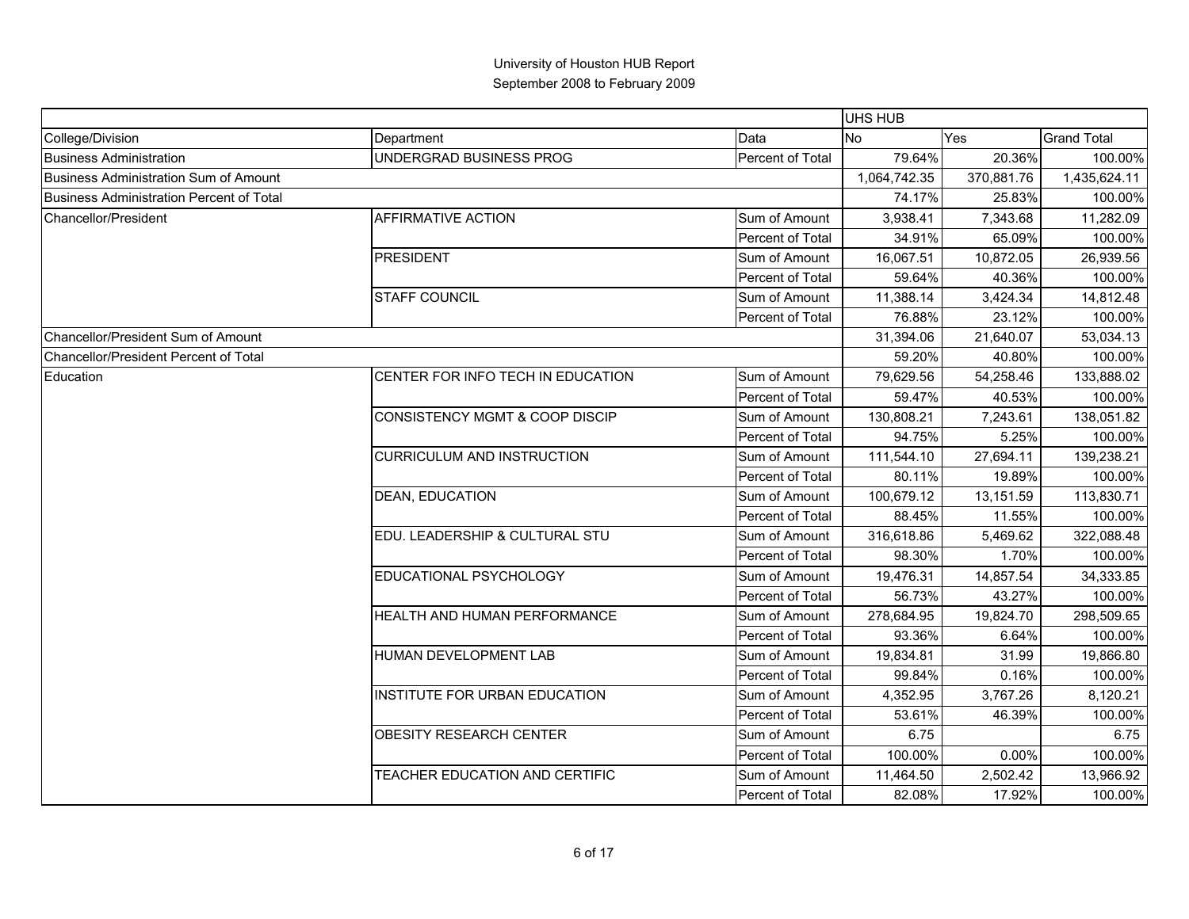# University of Houston HUB Report

## September 2008 to February 2009

| | | | UHS HUB | | |
|---|---|---|---|---|---|
| College/Division | Department | Data | No | Yes | Grand Total |
| Business Administration | UNDERGRAD BUSINESS PROG | Percent of Total | 79.64% | 20.36% | 100.00% |
| Business Administration Sum of Amount | | | 1,064,742.35 | 370,881.76 | 1,435,624.11 |
| Business Administration Percent of Total | | | 74.17% | 25.83% | 100.00% |
| Chancellor/President | AFFIRMATIVE ACTION | Sum of Amount | 3,938.41 | 7,343.68 | 11,282.09 |
| | | Percent of Total | 34.91% | 65.09% | 100.00% |
| | PRESIDENT | Sum of Amount | 16,067.51 | 10,872.05 | 26,939.56 |
| | | Percent of Total | 59.64% | 40.36% | 100.00% |
| | STAFF COUNCIL | Sum of Amount | 11,388.14 | 3,424.34 | 14,812.48 |
| | | Percent of Total | 76.88% | 23.12% | 100.00% |
| Chancellor/President Sum of Amount | | | 31,394.06 | 21,640.07 | 53,034.13 |
| Chancellor/President Percent of Total | | | 59.20% | 40.80% | 100.00% |
| Education | CENTER FOR INFO TECH IN EDUCATION | Sum of Amount | 79,629.56 | 54,258.46 | 133,888.02 |
| | | Percent of Total | 59.47% | 40.53% | 100.00% |
| | CONSISTENCY MGMT & COOP DISCIP | Sum of Amount | 130,808.21 | 7,243.61 | 138,051.82 |
| | | Percent of Total | 94.75% | 5.25% | 100.00% |
| | CURRICULUM AND INSTRUCTION | Sum of Amount | 111,544.10 | 27,694.11 | 139,238.21 |
| | | Percent of Total | 80.11% | 19.89% | 100.00% |
| | DEAN, EDUCATION | Sum of Amount | 100,679.12 | 13,151.59 | 113,830.71 |
| | | Percent of Total | 88.45% | 11.55% | 100.00% |
| | EDU. LEADERSHIP & CULTURAL STU | Sum of Amount | 316,618.86 | 5,469.62 | 322,088.48 |
| | | Percent of Total | 98.30% | 1.70% | 100.00% |
| | EDUCATIONAL PSYCHOLOGY | Sum of Amount | 19,476.31 | 14,857.54 | 34,333.85 |
| | | Percent of Total | 56.73% | 43.27% | 100.00% |
| | HEALTH AND HUMAN PERFORMANCE | Sum of Amount | 278,684.95 | 19,824.70 | 298,509.65 |
| | | Percent of Total | 93.36% | 6.64% | 100.00% |
| | HUMAN DEVELOPMENT LAB | Sum of Amount | 19,834.81 | 31.99 | 19,866.80 |
| | | Percent of Total | 99.84% | 0.16% | 100.00% |
| | INSTITUTE FOR URBAN EDUCATION | Sum of Amount | 4,352.95 | 3,767.26 | 8,120.21 |
| | | Percent of Total | 53.61% | 46.39% | 100.00% |
| | OBESITY RESEARCH CENTER | Sum of Amount | 6.75 | | 6.75 |
| | | Percent of Total | 100.00% | 0.00% | 100.00% |
| | TEACHER EDUCATION AND CERTIFIC | Sum of Amount | 11,464.50 | 2,502.42 | 13,966.92 |
| | | Percent of Total | 82.08% | 17.92% | 100.00% |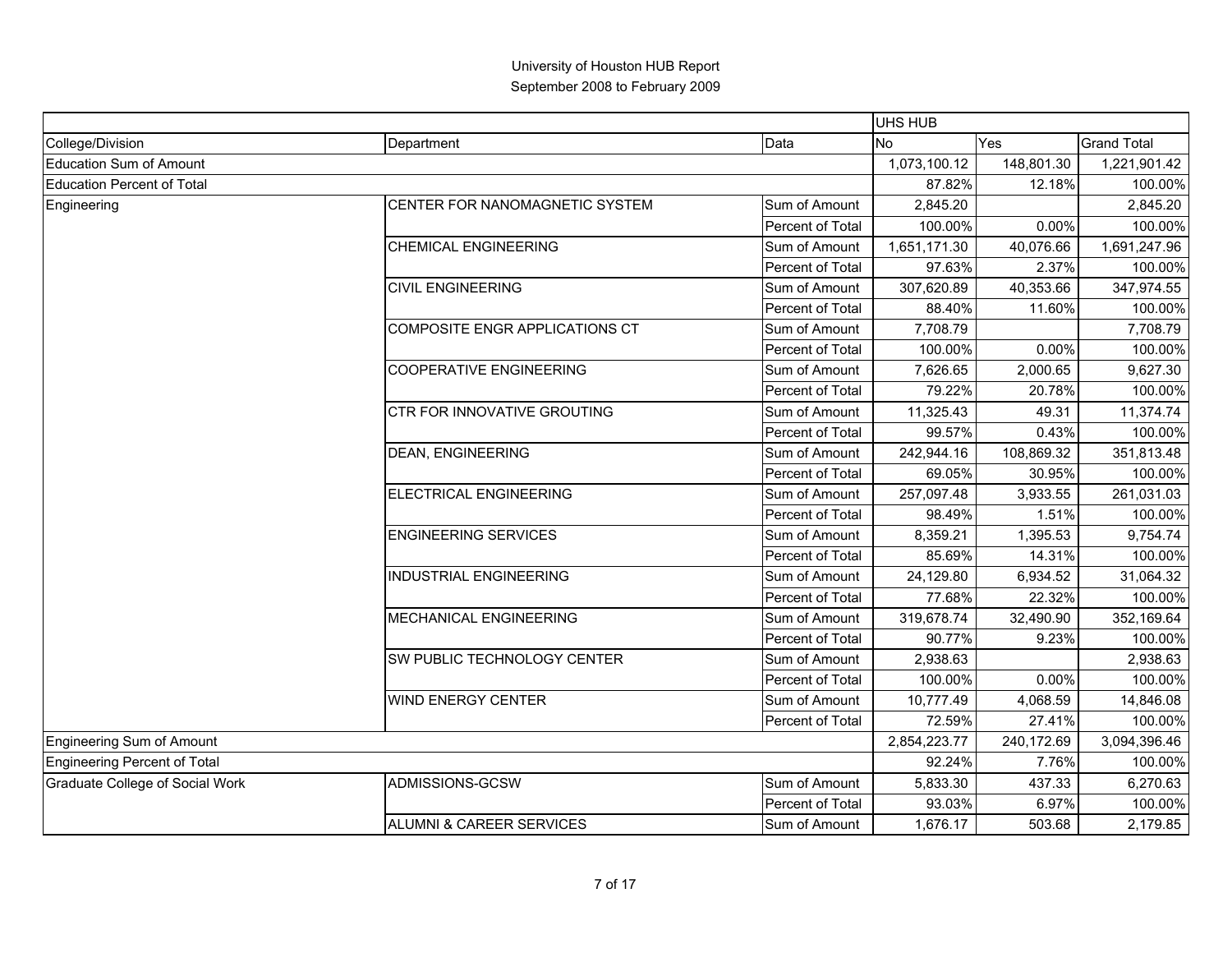# University of Houston HUB Report
## September 2008 to February 2009

| | | | UHS HUB | | |
|---|---|---|---|---|---|
| College/Division | Department | Data | No | Yes | Grand Total |
| Education Sum of Amount | | | 1,073,100.12 | 148,801.30 | 1,221,901.42 |
| Education Percent of Total | | | 87.82% | 12.18% | 100.00% |
| Engineering | CENTER FOR NANOMAGNETIC SYSTEM | Sum of Amount | 2,845.20 | | 2,845.20 |
| | | Percent of Total | 100.00% | 0.00% | 100.00% |
| | CHEMICAL ENGINEERING | Sum of Amount | 1,651,171.30 | 40,076.66 | 1,691,247.96 |
| | | Percent of Total | 97.63% | 2.37% | 100.00% |
| | CIVIL ENGINEERING | Sum of Amount | 307,620.89 | 40,353.66 | 347,974.55 |
| | | Percent of Total | 88.40% | 11.60% | 100.00% |
| | COMPOSITE ENGR APPLICATIONS CT | Sum of Amount | 7,708.79 | | 7,708.79 |
| | | Percent of Total | 100.00% | 0.00% | 100.00% |
| | COOPERATIVE ENGINEERING | Sum of Amount | 7,626.65 | 2,000.65 | 9,627.30 |
| | | Percent of Total | 79.22% | 20.78% | 100.00% |
| | CTR FOR INNOVATIVE GROUTING | Sum of Amount | 11,325.43 | 49.31 | 11,374.74 |
| | | Percent of Total | 99.57% | 0.43% | 100.00% |
| | DEAN, ENGINEERING | Sum of Amount | 242,944.16 | 108,869.32 | 351,813.48 |
| | | Percent of Total | 69.05% | 30.95% | 100.00% |
| | ELECTRICAL ENGINEERING | Sum of Amount | 257,097.48 | 3,933.55 | 261,031.03 |
| | | Percent of Total | 98.49% | 1.51% | 100.00% |
| | ENGINEERING SERVICES | Sum of Amount | 8,359.21 | 1,395.53 | 9,754.74 |
| | | Percent of Total | 85.69% | 14.31% | 100.00% |
| | INDUSTRIAL ENGINEERING | Sum of Amount | 24,129.80 | 6,934.52 | 31,064.32 |
| | | Percent of Total | 77.68% | 22.32% | 100.00% |
| | MECHANICAL ENGINEERING | Sum of Amount | 319,678.74 | 32,490.90 | 352,169.64 |
| | | Percent of Total | 90.77% | 9.23% | 100.00% |
| | SW PUBLIC TECHNOLOGY CENTER | Sum of Amount | 2,938.63 | | 2,938.63 |
| | | Percent of Total | 100.00% | 0.00% | 100.00% |
| | WIND ENERGY CENTER | Sum of Amount | 10,777.49 | 4,068.59 | 14,846.08 |
| | | Percent of Total | 72.59% | 27.41% | 100.00% |
| Engineering Sum of Amount | | | 2,854,223.77 | 240,172.69 | 3,094,396.46 |
| Engineering Percent of Total | | | 92.24% | 7.76% | 100.00% |
| Graduate College of Social Work | ADMISSIONS-GCSW | Sum of Amount | 5,833.30 | 437.33 | 6,270.63 |
| | | Percent of Total | 93.03% | 6.97% | 100.00% |
| | ALUMNI & CAREER SERVICES | Sum of Amount | 1,676.17 | 503.68 | 2,179.85 |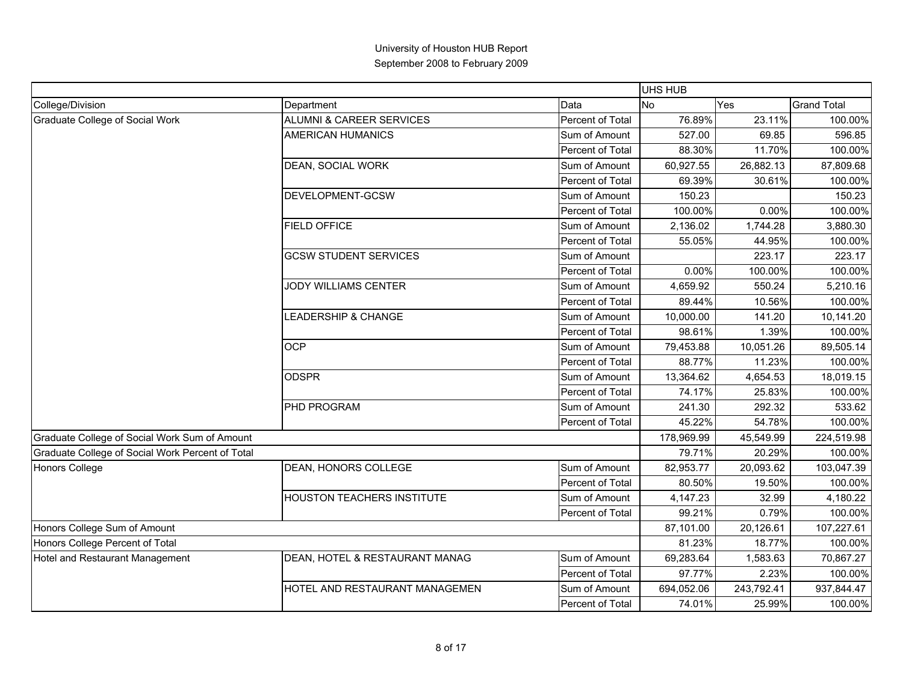University of Houston HUB Report
September 2008 to February 2009

| | | | UHS HUB | | |
|---|---|---|---|---|---|
| College/Division | Department | Data | No | Yes | Grand Total |
| Graduate College of Social Work | ALUMNI & CAREER SERVICES | Percent of Total | 76.89% | 23.11% | 100.00% |
| | AMERICAN HUMANICS | Sum of Amount | 527.00 | 69.85 | 596.85 |
| | | Percent of Total | 88.30% | 11.70% | 100.00% |
| | DEAN, SOCIAL WORK | Sum of Amount | 60,927.55 | 26,882.13 | 87,809.68 |
| | | Percent of Total | 69.39% | 30.61% | 100.00% |
| | DEVELOPMENT-GCSW | Sum of Amount | 150.23 | | 150.23 |
| | | Percent of Total | 100.00% | 0.00% | 100.00% |
| | FIELD OFFICE | Sum of Amount | 2,136.02 | 1,744.28 | 3,880.30 |
| | | Percent of Total | 55.05% | 44.95% | 100.00% |
| | GCSW STUDENT SERVICES | Sum of Amount | | 223.17 | 223.17 |
| | | Percent of Total | 0.00% | 100.00% | 100.00% |
| | JODY WILLIAMS CENTER | Sum of Amount | 4,659.92 | 550.24 | 5,210.16 |
| | | Percent of Total | 89.44% | 10.56% | 100.00% |
| | LEADERSHIP & CHANGE | Sum of Amount | 10,000.00 | 141.20 | 10,141.20 |
| | | Percent of Total | 98.61% | 1.39% | 100.00% |
| | OCP | Sum of Amount | 79,453.88 | 10,051.26 | 89,505.14 |
| | | Percent of Total | 88.77% | 11.23% | 100.00% |
| | ODSPR | Sum of Amount | 13,364.62 | 4,654.53 | 18,019.15 |
| | | Percent of Total | 74.17% | 25.83% | 100.00% |
| | PHD PROGRAM | Sum of Amount | 241.30 | 292.32 | 533.62 |
| | | Percent of Total | 45.22% | 54.78% | 100.00% |
| Graduate College of Social Work Sum of Amount | | | 178,969.99 | 45,549.99 | 224,519.98 |
| Graduate College of Social Work Percent of Total | | | 79.71% | 20.29% | 100.00% |
| Honors College | DEAN, HONORS COLLEGE | Sum of Amount | 82,953.77 | 20,093.62 | 103,047.39 |
| | | Percent of Total | 80.50% | 19.50% | 100.00% |
| | HOUSTON TEACHERS INSTITUTE | Sum of Amount | 4,147.23 | 32.99 | 4,180.22 |
| | | Percent of Total | 99.21% | 0.79% | 100.00% |
| Honors College Sum of Amount | | | 87,101.00 | 20,126.61 | 107,227.61 |
| Honors College Percent of Total | | | 81.23% | 18.77% | 100.00% |
| Hotel and Restaurant Management | DEAN, HOTEL & RESTAURANT MANAG | Sum of Amount | 69,283.64 | 1,583.63 | 70,867.27 |
| | | Percent of Total | 97.77% | 2.23% | 100.00% |
| | HOTEL AND RESTAURANT MANAGEMEN | Sum of Amount | 694,052.06 | 243,792.41 | 937,844.47 |
| | | Percent of Total | 74.01% | 25.99% | 100.00% |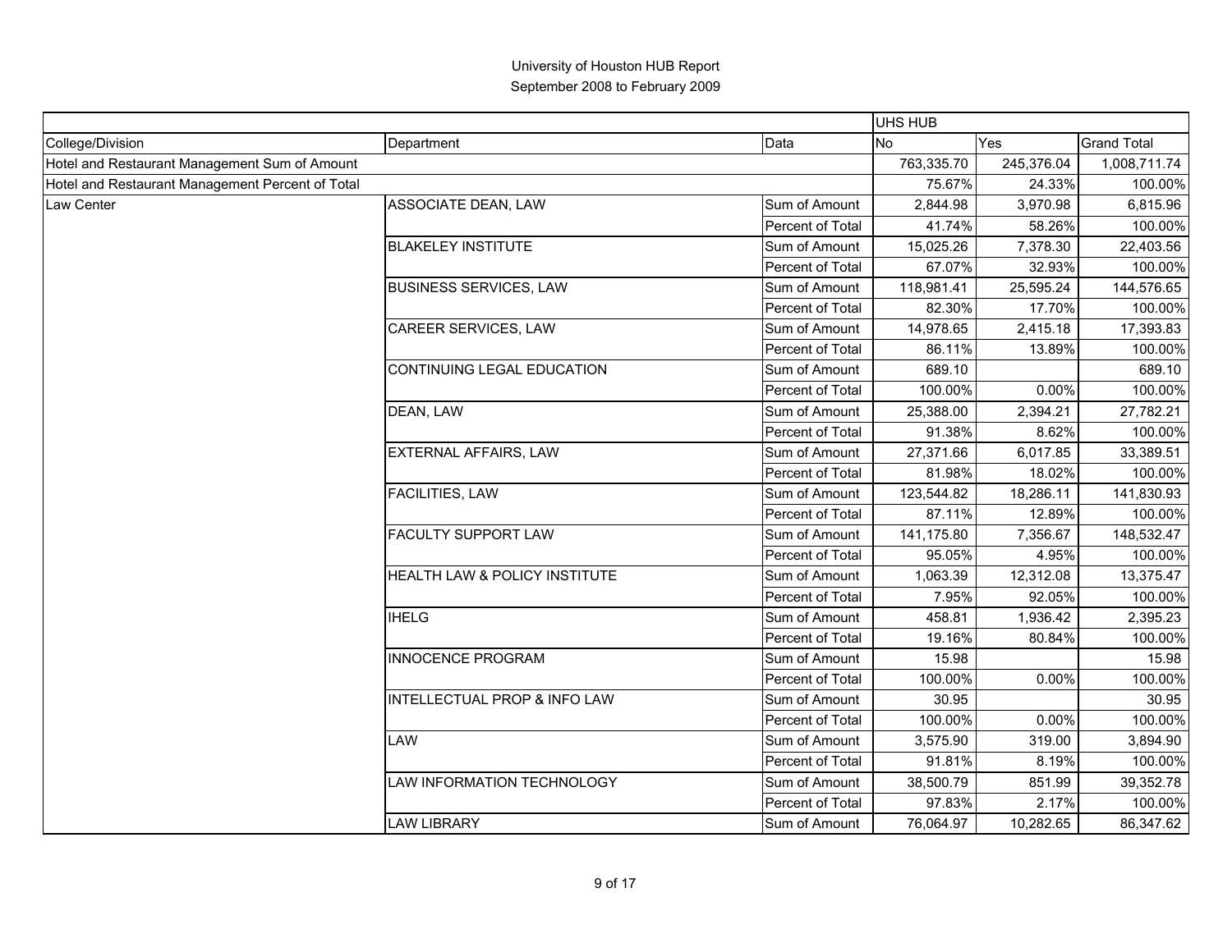# University of Houston HUB Report
## September 2008 to February 2009

| | | | UHS HUB | | |
|---|---|---|---|---|---|
| College/Division | Department | Data | No | Yes | Grand Total |
| Hotel and Restaurant Management Sum of Amount | | | 763,335.70 | 245,376.04 | 1,008,711.74 |
| Hotel and Restaurant Management Percent of Total | | | 75.67% | 24.33% | 100.00% |
| Law Center | ASSOCIATE DEAN, LAW | Sum of Amount | 2,844.98 | 3,970.98 | 6,815.96 |
| | | Percent of Total | 41.74% | 58.26% | 100.00% |
| | BLAKELEY INSTITUTE | Sum of Amount | 15,025.26 | 7,378.30 | 22,403.56 |
| | | Percent of Total | 67.07% | 32.93% | 100.00% |
| | BUSINESS SERVICES, LAW | Sum of Amount | 118,981.41 | 25,595.24 | 144,576.65 |
| | | Percent of Total | 82.30% | 17.70% | 100.00% |
| | CAREER SERVICES, LAW | Sum of Amount | 14,978.65 | 2,415.18 | 17,393.83 |
| | | Percent of Total | 86.11% | 13.89% | 100.00% |
| | CONTINUING LEGAL EDUCATION | Sum of Amount | 689.10 | | 689.10 |
| | | Percent of Total | 100.00% | 0.00% | 100.00% |
| | DEAN, LAW | Sum of Amount | 25,388.00 | 2,394.21 | 27,782.21 |
| | | Percent of Total | 91.38% | 8.62% | 100.00% |
| | EXTERNAL AFFAIRS, LAW | Sum of Amount | 27,371.66 | 6,017.85 | 33,389.51 |
| | | Percent of Total | 81.98% | 18.02% | 100.00% |
| | FACILITIES, LAW | Sum of Amount | 123,544.82 | 18,286.11 | 141,830.93 |
| | | Percent of Total | 87.11% | 12.89% | 100.00% |
| | FACULTY SUPPORT LAW | Sum of Amount | 141,175.80 | 7,356.67 | 148,532.47 |
| | | Percent of Total | 95.05% | 4.95% | 100.00% |
| | HEALTH LAW & POLICY INSTITUTE | Sum of Amount | 1,063.39 | 12,312.08 | 13,375.47 |
| | | Percent of Total | 7.95% | 92.05% | 100.00% |
| | IHELG | Sum of Amount | 458.81 | 1,936.42 | 2,395.23 |
| | | Percent of Total | 19.16% | 80.84% | 100.00% |
| | INNOCENCE PROGRAM | Sum of Amount | 15.98 | | 15.98 |
| | | Percent of Total | 100.00% | 0.00% | 100.00% |
| | INTELLECTUAL PROP & INFO LAW | Sum of Amount | 30.95 | | 30.95 |
| | | Percent of Total | 100.00% | 0.00% | 100.00% |
| | LAW | Sum of Amount | 3,575.90 | 319.00 | 3,894.90 |
| | | Percent of Total | 91.81% | 8.19% | 100.00% |
| | LAW INFORMATION TECHNOLOGY | Sum of Amount | 38,500.79 | 851.99 | 39,352.78 |
| | | Percent of Total | 97.83% | 2.17% | 100.00% |
| | LAW LIBRARY | Sum of Amount | 76,064.97 | 10,282.65 | 86,347.62 |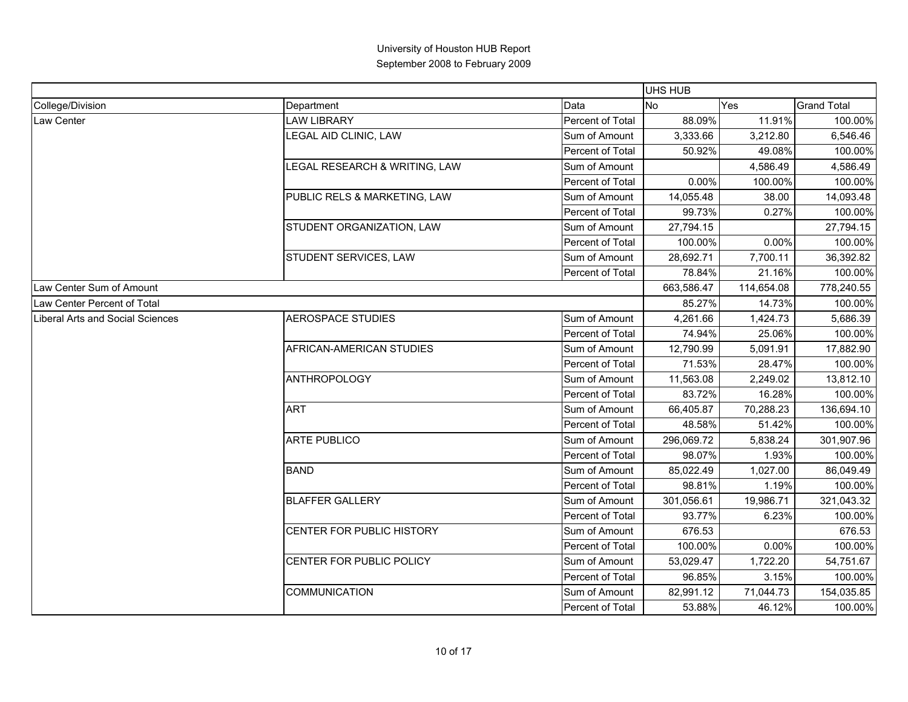# University of Houston HUB Report

September 2008 to February 2009

| | | | UHS HUB | | |
|---|---|---|---|---|---|
| College/Division | Department | Data | No | Yes | Grand Total |
| Law Center | LAW LIBRARY | Percent of Total | 88.09% | 11.91% | 100.00% |
| | LEGAL AID CLINIC, LAW | Sum of Amount | 3,333.66 | 3,212.80 | 6,546.46 |
| | | Percent of Total | 50.92% | 49.08% | 100.00% |
| | LEGAL RESEARCH & WRITING, LAW | Sum of Amount | | 4,586.49 | 4,586.49 |
| | | Percent of Total | 0.00% | 100.00% | 100.00% |
| | PUBLIC RELS & MARKETING, LAW | Sum of Amount | 14,055.48 | 38.00 | 14,093.48 |
| | | Percent of Total | 99.73% | 0.27% | 100.00% |
| | STUDENT ORGANIZATION, LAW | Sum of Amount | 27,794.15 | | 27,794.15 |
| | | Percent of Total | 100.00% | 0.00% | 100.00% |
| | STUDENT SERVICES, LAW | Sum of Amount | 28,692.71 | 7,700.11 | 36,392.82 |
| | | Percent of Total | 78.84% | 21.16% | 100.00% |
| Law Center Sum of Amount | | | 663,586.47 | 114,654.08 | 778,240.55 |
| Law Center Percent of Total | | | 85.27% | 14.73% | 100.00% |
| Liberal Arts and Social Sciences | AEROSPACE STUDIES | Sum of Amount | 4,261.66 | 1,424.73 | 5,686.39 |
| | | Percent of Total | 74.94% | 25.06% | 100.00% |
| | AFRICAN-AMERICAN STUDIES | Sum of Amount | 12,790.99 | 5,091.91 | 17,882.90 |
| | | Percent of Total | 71.53% | 28.47% | 100.00% |
| | ANTHROPOLOGY | Sum of Amount | 11,563.08 | 2,249.02 | 13,812.10 |
| | | Percent of Total | 83.72% | 16.28% | 100.00% |
| | ART | Sum of Amount | 66,405.87 | 70,288.23 | 136,694.10 |
| | | Percent of Total | 48.58% | 51.42% | 100.00% |
| | ARTE PUBLICO | Sum of Amount | 296,069.72 | 5,838.24 | 301,907.96 |
| | | Percent of Total | 98.07% | 1.93% | 100.00% |
| | BAND | Sum of Amount | 85,022.49 | 1,027.00 | 86,049.49 |
| | | Percent of Total | 98.81% | 1.19% | 100.00% |
| | BLAFFER GALLERY | Sum of Amount | 301,056.61 | 19,986.71 | 321,043.32 |
| | | Percent of Total | 93.77% | 6.23% | 100.00% |
| | CENTER FOR PUBLIC HISTORY | Sum of Amount | 676.53 | | 676.53 |
| | | Percent of Total | 100.00% | 0.00% | 100.00% |
| | CENTER FOR PUBLIC POLICY | Sum of Amount | 53,029.47 | 1,722.20 | 54,751.67 |
| | | Percent of Total | 96.85% | 3.15% | 100.00% |
| | COMMUNICATION | Sum of Amount | 82,991.12 | 71,044.73 | 154,035.85 |
| | | Percent of Total | 53.88% | 46.12% | 100.00% |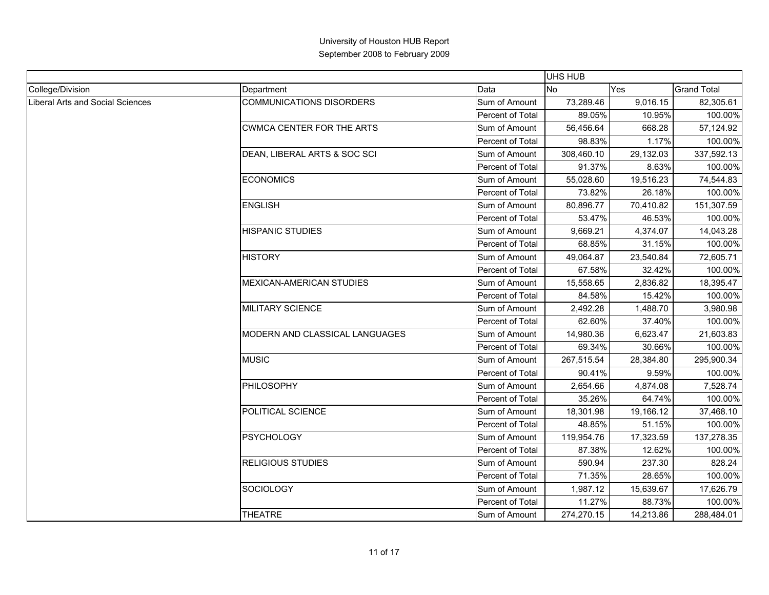University of Houston HUB Report
September 2008 to February 2009

| | | | UHS HUB | | |
|---|---|---|---|---|---|
| College/Division | Department | Data | No | Yes | Grand Total |
| Liberal Arts and Social Sciences | COMMUNICATIONS DISORDERS | Sum of Amount | 73,289.46 | 9,016.15 | 82,305.61 |
| | | Percent of Total | 89.05% | 10.95% | 100.00% |
| | CWMCA CENTER FOR THE ARTS | Sum of Amount | 56,456.64 | 668.28 | 57,124.92 |
| | | Percent of Total | 98.83% | 1.17% | 100.00% |
| | DEAN, LIBERAL ARTS & SOC SCI | Sum of Amount | 308,460.10 | 29,132.03 | 337,592.13 |
| | | Percent of Total | 91.37% | 8.63% | 100.00% |
| | ECONOMICS | Sum of Amount | 55,028.60 | 19,516.23 | 74,544.83 |
| | | Percent of Total | 73.82% | 26.18% | 100.00% |
| | ENGLISH | Sum of Amount | 80,896.77 | 70,410.82 | 151,307.59 |
| | | Percent of Total | 53.47% | 46.53% | 100.00% |
| | HISPANIC STUDIES | Sum of Amount | 9,669.21 | 4,374.07 | 14,043.28 |
| | | Percent of Total | 68.85% | 31.15% | 100.00% |
| | HISTORY | Sum of Amount | 49,064.87 | 23,540.84 | 72,605.71 |
| | | Percent of Total | 67.58% | 32.42% | 100.00% |
| | MEXICAN-AMERICAN STUDIES | Sum of Amount | 15,558.65 | 2,836.82 | 18,395.47 |
| | | Percent of Total | 84.58% | 15.42% | 100.00% |
| | MILITARY SCIENCE | Sum of Amount | 2,492.28 | 1,488.70 | 3,980.98 |
| | | Percent of Total | 62.60% | 37.40% | 100.00% |
| | MODERN AND CLASSICAL LANGUAGES | Sum of Amount | 14,980.36 | 6,623.47 | 21,603.83 |
| | | Percent of Total | 69.34% | 30.66% | 100.00% |
| | MUSIC | Sum of Amount | 267,515.54 | 28,384.80 | 295,900.34 |
| | | Percent of Total | 90.41% | 9.59% | 100.00% |
| | PHILOSOPHY | Sum of Amount | 2,654.66 | 4,874.08 | 7,528.74 |
| | | Percent of Total | 35.26% | 64.74% | 100.00% |
| | POLITICAL SCIENCE | Sum of Amount | 18,301.98 | 19,166.12 | 37,468.10 |
| | | Percent of Total | 48.85% | 51.15% | 100.00% |
| | PSYCHOLOGY | Sum of Amount | 119,954.76 | 17,323.59 | 137,278.35 |
| | | Percent of Total | 87.38% | 12.62% | 100.00% |
| | RELIGIOUS STUDIES | Sum of Amount | 590.94 | 237.30 | 828.24 |
| | | Percent of Total | 71.35% | 28.65% | 100.00% |
| | SOCIOLOGY | Sum of Amount | 1,987.12 | 15,639.67 | 17,626.79 |
| | | Percent of Total | 11.27% | 88.73% | 100.00% |
| | THEATRE | Sum of Amount | 274,270.15 | 14,213.86 | 288,484.01 |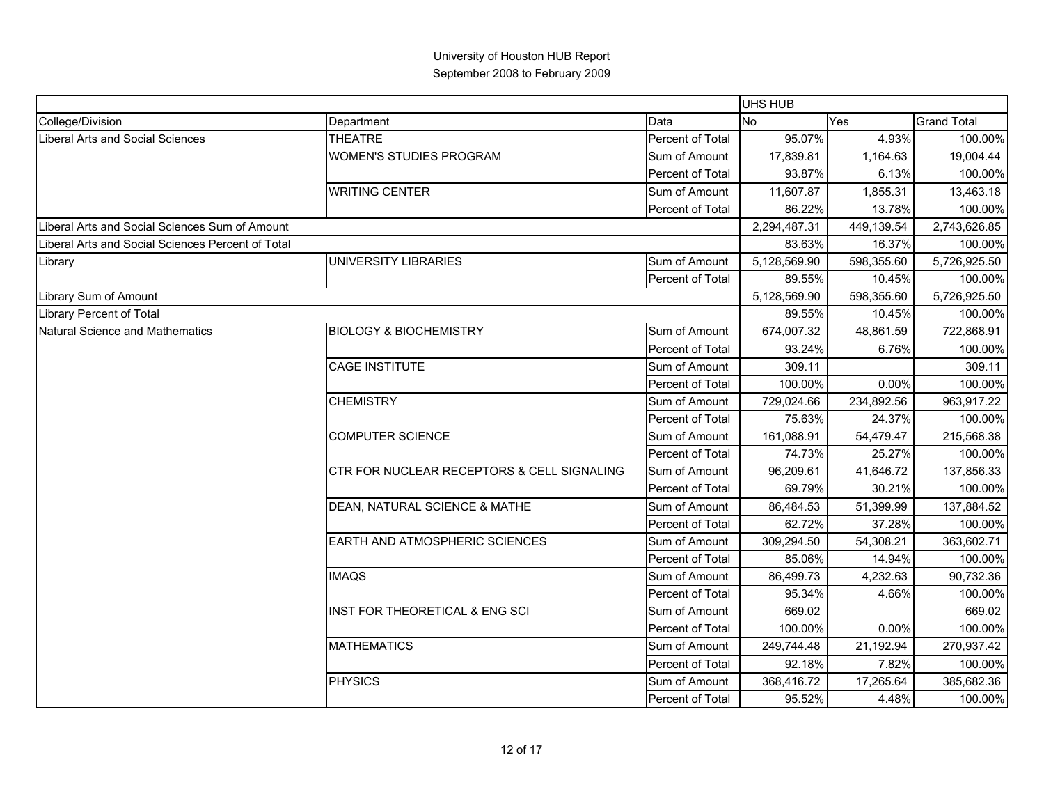University of Houston HUB Report

September 2008 to February 2009

| | | | UHS HUB | | |
|---|---|---|---|---|---|
| College/Division | Department | Data | No | Yes | Grand Total |
| Liberal Arts and Social Sciences | THEATRE | Percent of Total | 95.07% | 4.93% | 100.00% |
| | WOMEN'S STUDIES PROGRAM | Sum of Amount | 17,839.81 | 1,164.63 | 19,004.44 |
| | | Percent of Total | 93.87% | 6.13% | 100.00% |
| | WRITING CENTER | Sum of Amount | 11,607.87 | 1,855.31 | 13,463.18 |
| | | Percent of Total | 86.22% | 13.78% | 100.00% |
| Liberal Arts and Social Sciences Sum of Amount | | | 2,294,487.31 | 449,139.54 | 2,743,626.85 |
| Liberal Arts and Social Sciences Percent of Total | | | 83.63% | 16.37% | 100.00% |
| Library | UNIVERSITY LIBRARIES | Sum of Amount | 5,128,569.90 | 598,355.60 | 5,726,925.50 |
| | | Percent of Total | 89.55% | 10.45% | 100.00% |
| Library Sum of Amount | | | 5,128,569.90 | 598,355.60 | 5,726,925.50 |
| Library Percent of Total | | | 89.55% | 10.45% | 100.00% |
| Natural Science and Mathematics | BIOLOGY & BIOCHEMISTRY | Sum of Amount | 674,007.32 | 48,861.59 | 722,868.91 |
| | | Percent of Total | 93.24% | 6.76% | 100.00% |
| | CAGE INSTITUTE | Sum of Amount | 309.11 | | 309.11 |
| | | Percent of Total | 100.00% | 0.00% | 100.00% |
| | CHEMISTRY | Sum of Amount | 729,024.66 | 234,892.56 | 963,917.22 |
| | | Percent of Total | 75.63% | 24.37% | 100.00% |
| | COMPUTER SCIENCE | Sum of Amount | 161,088.91 | 54,479.47 | 215,568.38 |
| | | Percent of Total | 74.73% | 25.27% | 100.00% |
| | CTR FOR NUCLEAR RECEPTORS & CELL SIGNALING | Sum of Amount | 96,209.61 | 41,646.72 | 137,856.33 |
| | | Percent of Total | 69.79% | 30.21% | 100.00% |
| | DEAN, NATURAL SCIENCE & MATHE | Sum of Amount | 86,484.53 | 51,399.99 | 137,884.52 |
| | | Percent of Total | 62.72% | 37.28% | 100.00% |
| | EARTH AND ATMOSPHERIC SCIENCES | Sum of Amount | 309,294.50 | 54,308.21 | 363,602.71 |
| | | Percent of Total | 85.06% | 14.94% | 100.00% |
| | IMAQS | Sum of Amount | 86,499.73 | 4,232.63 | 90,732.36 |
| | | Percent of Total | 95.34% | 4.66% | 100.00% |
| | INST FOR THEORETICAL & ENG SCI | Sum of Amount | 669.02 | | 669.02 |
| | | Percent of Total | 100.00% | 0.00% | 100.00% |
| | MATHEMATICS | Sum of Amount | 249,744.48 | 21,192.94 | 270,937.42 |
| | | Percent of Total | 92.18% | 7.82% | 100.00% |
| | PHYSICS | Sum of Amount | 368,416.72 | 17,265.64 | 385,682.36 |
| | | Percent of Total | 95.52% | 4.48% | 100.00% |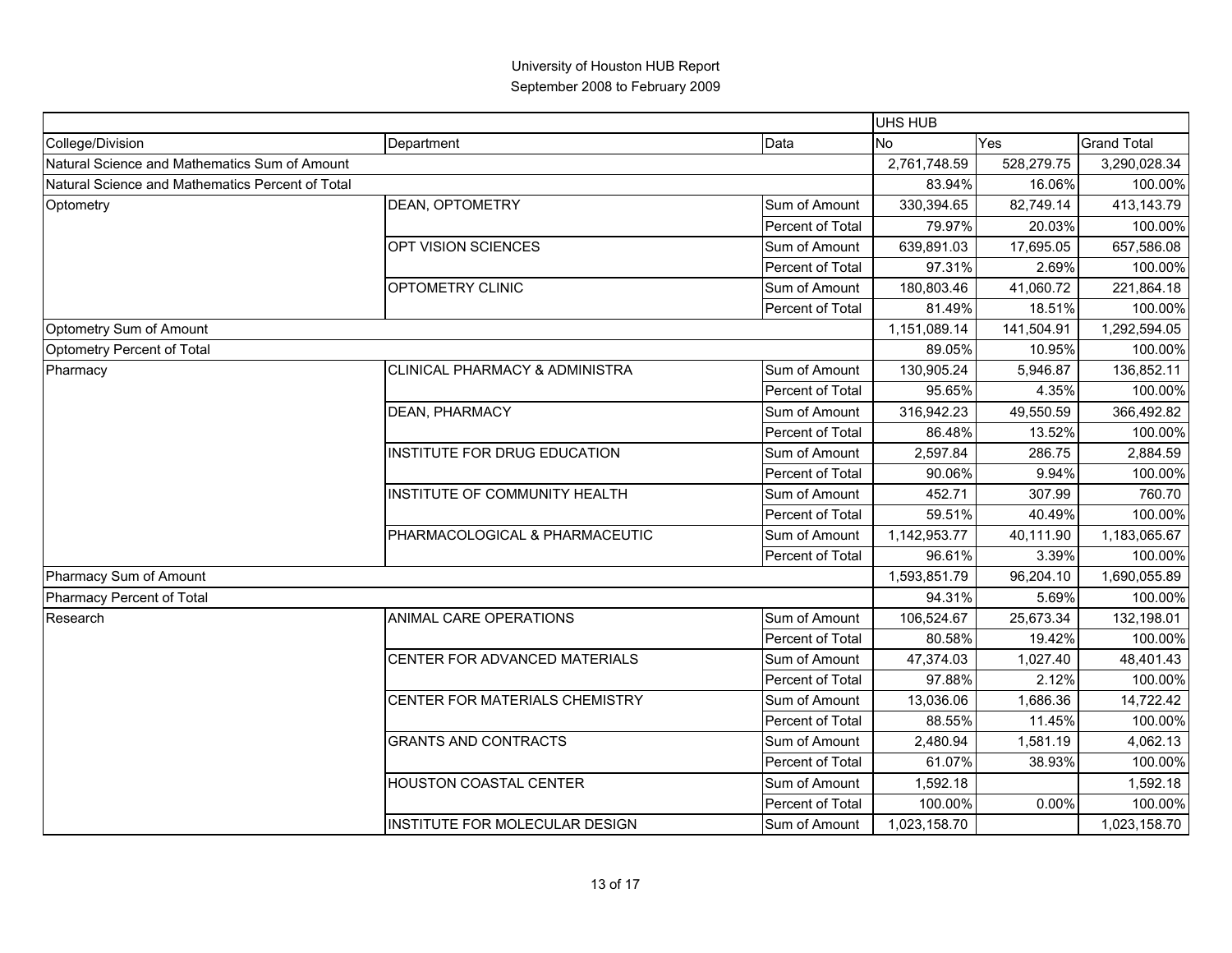University of Houston HUB Report
September 2008 to February 2009

| | | | UHS HUB | | |
|---|---|---|---|---|---|
| College/Division | Department | Data | No | Yes | Grand Total |
| Natural Science and Mathematics Sum of Amount | | | 2,761,748.59 | 528,279.75 | 3,290,028.34 |
| Natural Science and Mathematics Percent of Total | | | 83.94% | 16.06% | 100.00% |
| Optometry | DEAN, OPTOMETRY | Sum of Amount | 330,394.65 | 82,749.14 | 413,143.79 |
| | | Percent of Total | 79.97% | 20.03% | 100.00% |
| | OPT VISION SCIENCES | Sum of Amount | 639,891.03 | 17,695.05 | 657,586.08 |
| | | Percent of Total | 97.31% | 2.69% | 100.00% |
| | OPTOMETRY CLINIC | Sum of Amount | 180,803.46 | 41,060.72 | 221,864.18 |
| | | Percent of Total | 81.49% | 18.51% | 100.00% |
| Optometry Sum of Amount | | | 1,151,089.14 | 141,504.91 | 1,292,594.05 |
| Optometry Percent of Total | | | 89.05% | 10.95% | 100.00% |
| Pharmacy | CLINICAL PHARMACY & ADMINISTRA | Sum of Amount | 130,905.24 | 5,946.87 | 136,852.11 |
| | | Percent of Total | 95.65% | 4.35% | 100.00% |
| | DEAN, PHARMACY | Sum of Amount | 316,942.23 | 49,550.59 | 366,492.82 |
| | | Percent of Total | 86.48% | 13.52% | 100.00% |
| | INSTITUTE FOR DRUG EDUCATION | Sum of Amount | 2,597.84 | 286.75 | 2,884.59 |
| | | Percent of Total | 90.06% | 9.94% | 100.00% |
| | INSTITUTE OF COMMUNITY HEALTH | Sum of Amount | 452.71 | 307.99 | 760.70 |
| | | Percent of Total | 59.51% | 40.49% | 100.00% |
| | PHARMACOLOGICAL & PHARMACEUTIC | Sum of Amount | 1,142,953.77 | 40,111.90 | 1,183,065.67 |
| | | Percent of Total | 96.61% | 3.39% | 100.00% |
| Pharmacy Sum of Amount | | | 1,593,851.79 | 96,204.10 | 1,690,055.89 |
| Pharmacy Percent of Total | | | 94.31% | 5.69% | 100.00% |
| Research | ANIMAL CARE OPERATIONS | Sum of Amount | 106,524.67 | 25,673.34 | 132,198.01 |
| | | Percent of Total | 80.58% | 19.42% | 100.00% |
| | CENTER FOR ADVANCED MATERIALS | Sum of Amount | 47,374.03 | 1,027.40 | 48,401.43 |
| | | Percent of Total | 97.88% | 2.12% | 100.00% |
| | CENTER FOR MATERIALS CHEMISTRY | Sum of Amount | 13,036.06 | 1,686.36 | 14,722.42 |
| | | Percent of Total | 88.55% | 11.45% | 100.00% |
| | GRANTS AND CONTRACTS | Sum of Amount | 2,480.94 | 1,581.19 | 4,062.13 |
| | | Percent of Total | 61.07% | 38.93% | 100.00% |
| | HOUSTON COASTAL CENTER | Sum of Amount | 1,592.18 | | 1,592.18 |
| | | Percent of Total | 100.00% | 0.00% | 100.00% |
| | INSTITUTE FOR MOLECULAR DESIGN | Sum of Amount | 1,023,158.70 | | 1,023,158.70 |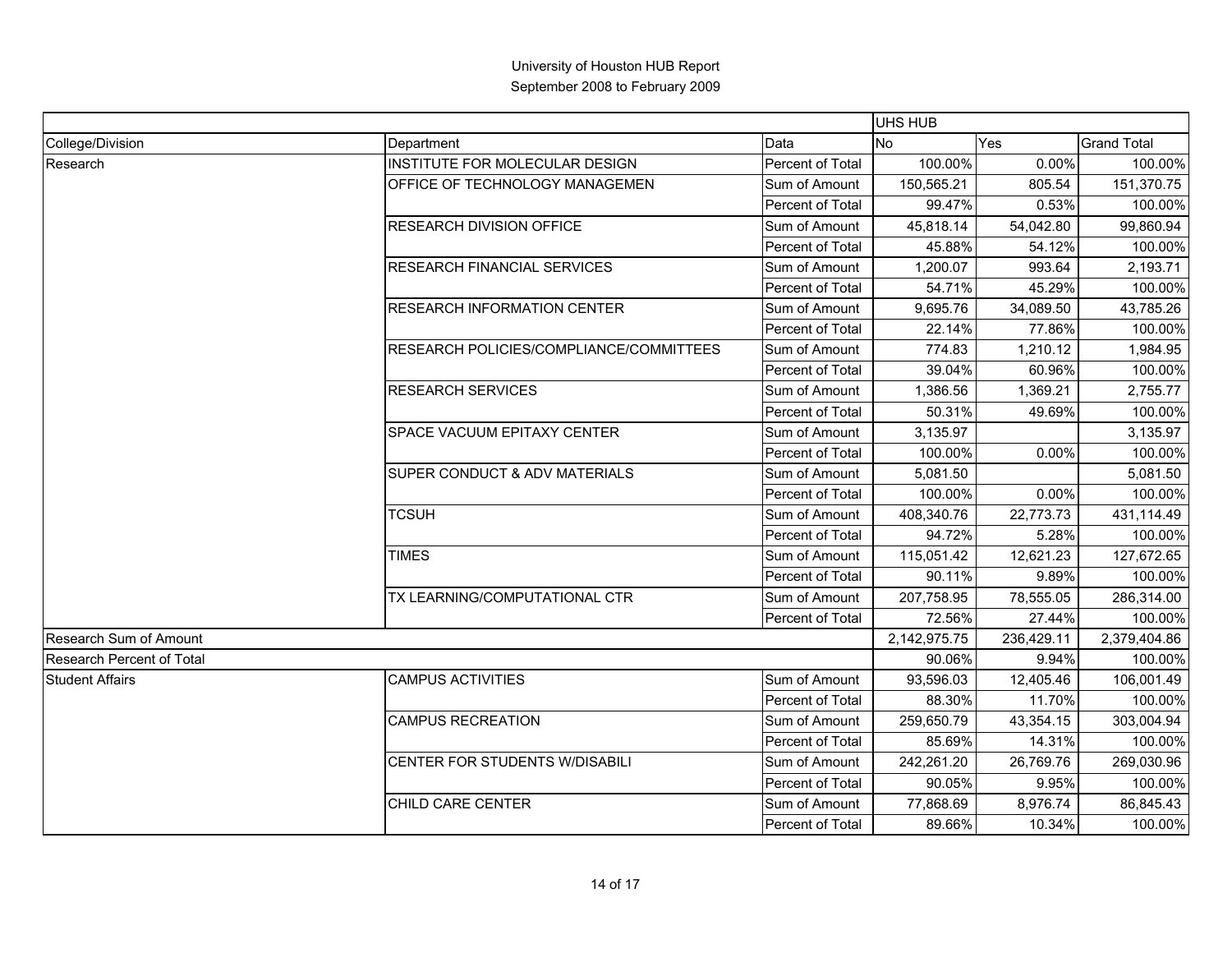# University of Houston HUB Report
## September 2008 to February 2009

| | | | UHS HUB | | |
|---|---|---|---|---|---|
| College/Division | Department | Data | No | Yes | Grand Total |
| Research | INSTITUTE FOR MOLECULAR DESIGN | Percent of Total | 100.00% | 0.00% | 100.00% |
| | OFFICE OF TECHNOLOGY MANAGEMEN | Sum of Amount | 150,565.21 | 805.54 | 151,370.75 |
| | | Percent of Total | 99.47% | 0.53% | 100.00% |
| | RESEARCH DIVISION OFFICE | Sum of Amount | 45,818.14 | 54,042.80 | 99,860.94 |
| | | Percent of Total | 45.88% | 54.12% | 100.00% |
| | RESEARCH FINANCIAL SERVICES | Sum of Amount | 1,200.07 | 993.64 | 2,193.71 |
| | | Percent of Total | 54.71% | 45.29% | 100.00% |
| | RESEARCH INFORMATION CENTER | Sum of Amount | 9,695.76 | 34,089.50 | 43,785.26 |
| | | Percent of Total | 22.14% | 77.86% | 100.00% |
| | RESEARCH POLICIES/COMPLIANCE/COMMITTEES | Sum of Amount | 774.83 | 1,210.12 | 1,984.95 |
| | | Percent of Total | 39.04% | 60.96% | 100.00% |
| | RESEARCH SERVICES | Sum of Amount | 1,386.56 | 1,369.21 | 2,755.77 |
| | | Percent of Total | 50.31% | 49.69% | 100.00% |
| | SPACE VACUUM EPITAXY CENTER | Sum of Amount | 3,135.97 | | 3,135.97 |
| | | Percent of Total | 100.00% | 0.00% | 100.00% |
| | SUPER CONDUCT & ADV MATERIALS | Sum of Amount | 5,081.50 | | 5,081.50 |
| | | Percent of Total | 100.00% | 0.00% | 100.00% |
| | TCSUH | Sum of Amount | 408,340.76 | 22,773.73 | 431,114.49 |
| | | Percent of Total | 94.72% | 5.28% | 100.00% |
| | TIMES | Sum of Amount | 115,051.42 | 12,621.23 | 127,672.65 |
| | | Percent of Total | 90.11% | 9.89% | 100.00% |
| | TX LEARNING/COMPUTATIONAL CTR | Sum of Amount | 207,758.95 | 78,555.05 | 286,314.00 |
| | | Percent of Total | 72.56% | 27.44% | 100.00% |
| Research Sum of Amount | | | 2,142,975.75 | 236,429.11 | 2,379,404.86 |
| Research Percent of Total | | | 90.06% | 9.94% | 100.00% |
| Student Affairs | CAMPUS ACTIVITIES | Sum of Amount | 93,596.03 | 12,405.46 | 106,001.49 |
| | | Percent of Total | 88.30% | 11.70% | 100.00% |
| | CAMPUS RECREATION | Sum of Amount | 259,650.79 | 43,354.15 | 303,004.94 |
| | | Percent of Total | 85.69% | 14.31% | 100.00% |
| | CENTER FOR STUDENTS W/DISABILI | Sum of Amount | 242,261.20 | 26,769.76 | 269,030.96 |
| | | Percent of Total | 90.05% | 9.95% | 100.00% |
| | CHILD CARE CENTER | Sum of Amount | 77,868.69 | 8,976.74 | 86,845.43 |
| | | Percent of Total | 89.66% | 10.34% | 100.00% |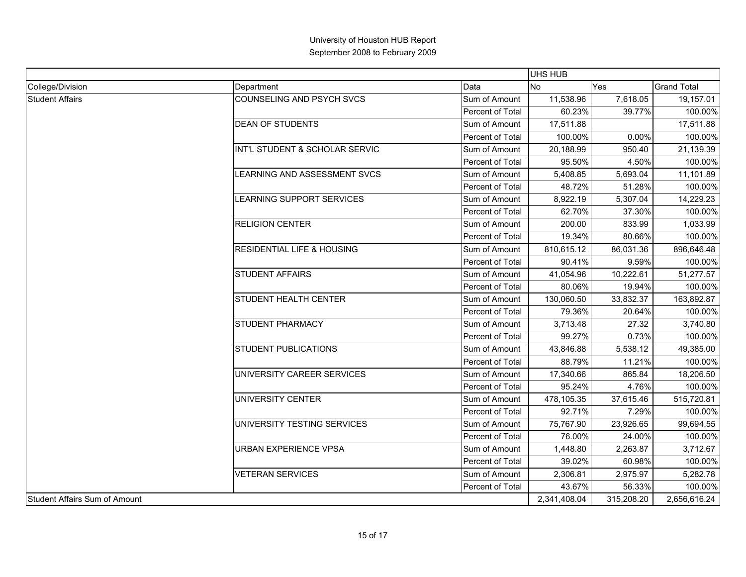# University of Houston HUB Report
## September 2008 to February 2009

| | | | UHS HUB | | |
|---|---|---|---|---|---|
| College/Division | Department | Data | No | Yes | Grand Total |
| Student Affairs | COUNSELING AND PSYCH SVCS | Sum of Amount | 11,538.96 | 7,618.05 | 19,157.01 |
| | | Percent of Total | 60.23% | 39.77% | 100.00% |
| | DEAN OF STUDENTS | Sum of Amount | 17,511.88 | | 17,511.88 |
| | | Percent of Total | 100.00% | 0.00% | 100.00% |
| | INT'L STUDENT & SCHOLAR SERVIC | Sum of Amount | 20,188.99 | 950.40 | 21,139.39 |
| | | Percent of Total | 95.50% | 4.50% | 100.00% |
| | LEARNING AND ASSESSMENT SVCS | Sum of Amount | 5,408.85 | 5,693.04 | 11,101.89 |
| | | Percent of Total | 48.72% | 51.28% | 100.00% |
| | LEARNING SUPPORT SERVICES | Sum of Amount | 8,922.19 | 5,307.04 | 14,229.23 |
| | | Percent of Total | 62.70% | 37.30% | 100.00% |
| | RELIGION CENTER | Sum of Amount | 200.00 | 833.99 | 1,033.99 |
| | | Percent of Total | 19.34% | 80.66% | 100.00% |
| | RESIDENTIAL LIFE & HOUSING | Sum of Amount | 810,615.12 | 86,031.36 | 896,646.48 |
| | | Percent of Total | 90.41% | 9.59% | 100.00% |
| | STUDENT AFFAIRS | Sum of Amount | 41,054.96 | 10,222.61 | 51,277.57 |
| | | Percent of Total | 80.06% | 19.94% | 100.00% |
| | STUDENT HEALTH CENTER | Sum of Amount | 130,060.50 | 33,832.37 | 163,892.87 |
| | | Percent of Total | 79.36% | 20.64% | 100.00% |
| | STUDENT PHARMACY | Sum of Amount | 3,713.48 | 27.32 | 3,740.80 |
| | | Percent of Total | 99.27% | 0.73% | 100.00% |
| | STUDENT PUBLICATIONS | Sum of Amount | 43,846.88 | 5,538.12 | 49,385.00 |
| | | Percent of Total | 88.79% | 11.21% | 100.00% |
| | UNIVERSITY CAREER SERVICES | Sum of Amount | 17,340.66 | 865.84 | 18,206.50 |
| | | Percent of Total | 95.24% | 4.76% | 100.00% |
| | UNIVERSITY CENTER | Sum of Amount | 478,105.35 | 37,615.46 | 515,720.81 |
| | | Percent of Total | 92.71% | 7.29% | 100.00% |
| | UNIVERSITY TESTING SERVICES | Sum of Amount | 75,767.90 | 23,926.65 | 99,694.55 |
| | | Percent of Total | 76.00% | 24.00% | 100.00% |
| | URBAN EXPERIENCE VPSA | Sum of Amount | 1,448.80 | 2,263.87 | 3,712.67 |
| | | Percent of Total | 39.02% | 60.98% | 100.00% |
| | VETERAN SERVICES | Sum of Amount | 2,306.81 | 2,975.97 | 5,282.78 |
| | | Percent of Total | 43.67% | 56.33% | 100.00% |
| Student Affairs Sum of Amount | | | 2,341,408.04 | 315,208.20 | 2,656,616.24 |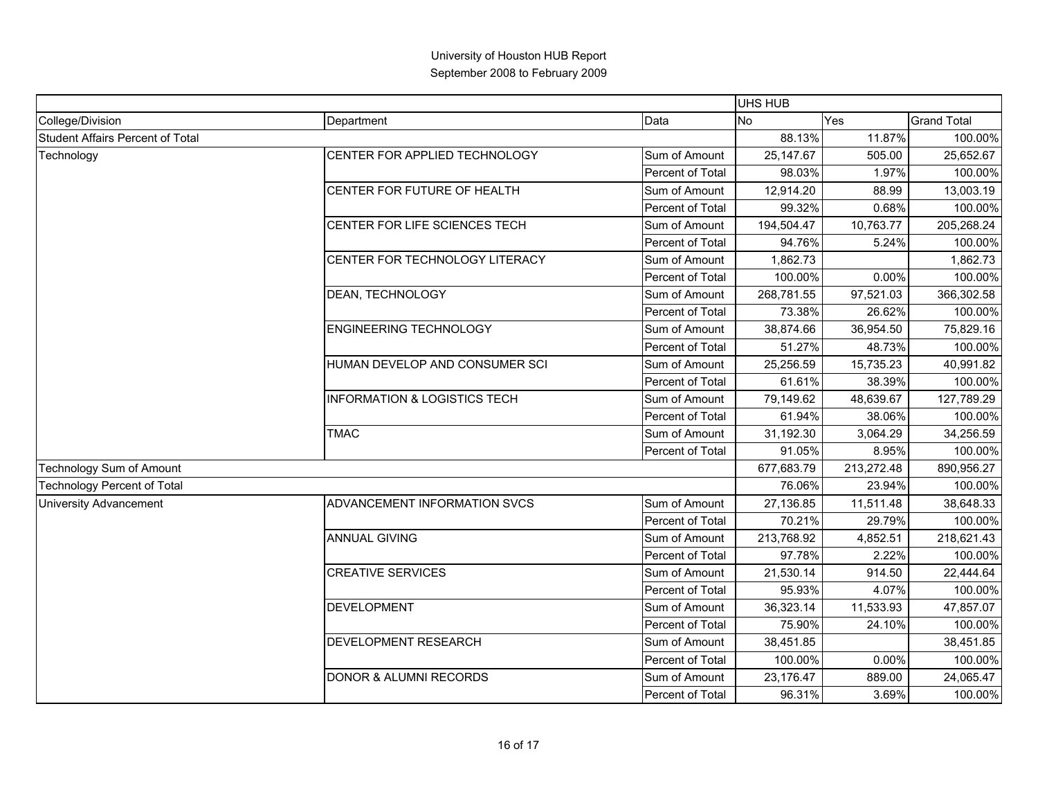# University of Houston HUB Report
## September 2008 to February 2009

| | | | UHS HUB | | |
|---|---|---|---|---|---|
| College/Division | Department | Data | No | Yes | Grand Total |
| Student Affairs Percent of Total | | | 88.13% | 11.87% | 100.00% |
| Technology | CENTER FOR APPLIED TECHNOLOGY | Sum of Amount | 25,147.67 | 505.00 | 25,652.67 |
| | | Percent of Total | 98.03% | 1.97% | 100.00% |
| | CENTER FOR FUTURE OF HEALTH | Sum of Amount | 12,914.20 | 88.99 | 13,003.19 |
| | | Percent of Total | 99.32% | 0.68% | 100.00% |
| | CENTER FOR LIFE SCIENCES TECH | Sum of Amount | 194,504.47 | 10,763.77 | 205,268.24 |
| | | Percent of Total | 94.76% | 5.24% | 100.00% |
| | CENTER FOR TECHNOLOGY LITERACY | Sum of Amount | 1,862.73 | | 1,862.73 |
| | | Percent of Total | 100.00% | 0.00% | 100.00% |
| | DEAN, TECHNOLOGY | Sum of Amount | 268,781.55 | 97,521.03 | 366,302.58 |
| | | Percent of Total | 73.38% | 26.62% | 100.00% |
| | ENGINEERING TECHNOLOGY | Sum of Amount | 38,874.66 | 36,954.50 | 75,829.16 |
| | | Percent of Total | 51.27% | 48.73% | 100.00% |
| | HUMAN DEVELOP AND CONSUMER SCI | Sum of Amount | 25,256.59 | 15,735.23 | 40,991.82 |
| | | Percent of Total | 61.61% | 38.39% | 100.00% |
| | INFORMATION & LOGISTICS TECH | Sum of Amount | 79,149.62 | 48,639.67 | 127,789.29 |
| | | Percent of Total | 61.94% | 38.06% | 100.00% |
| | TMAC | Sum of Amount | 31,192.30 | 3,064.29 | 34,256.59 |
| | | Percent of Total | 91.05% | 8.95% | 100.00% |
| Technology Sum of Amount | | | 677,683.79 | 213,272.48 | 890,956.27 |
| Technology Percent of Total | | | 76.06% | 23.94% | 100.00% |
| University Advancement | ADVANCEMENT INFORMATION SVCS | Sum of Amount | 27,136.85 | 11,511.48 | 38,648.33 |
| | | Percent of Total | 70.21% | 29.79% | 100.00% |
| | ANNUAL GIVING | Sum of Amount | 213,768.92 | 4,852.51 | 218,621.43 |
| | | Percent of Total | 97.78% | 2.22% | 100.00% |
| | CREATIVE SERVICES | Sum of Amount | 21,530.14 | 914.50 | 22,444.64 |
| | | Percent of Total | 95.93% | 4.07% | 100.00% |
| | DEVELOPMENT | Sum of Amount | 36,323.14 | 11,533.93 | 47,857.07 |
| | | Percent of Total | 75.90% | 24.10% | 100.00% |
| | DEVELOPMENT RESEARCH | Sum of Amount | 38,451.85 | | 38,451.85 |
| | | Percent of Total | 100.00% | 0.00% | 100.00% |
| | DONOR & ALUMNI RECORDS | Sum of Amount | 23,176.47 | 889.00 | 24,065.47 |
| | | Percent of Total | 96.31% | 3.69% | 100.00% |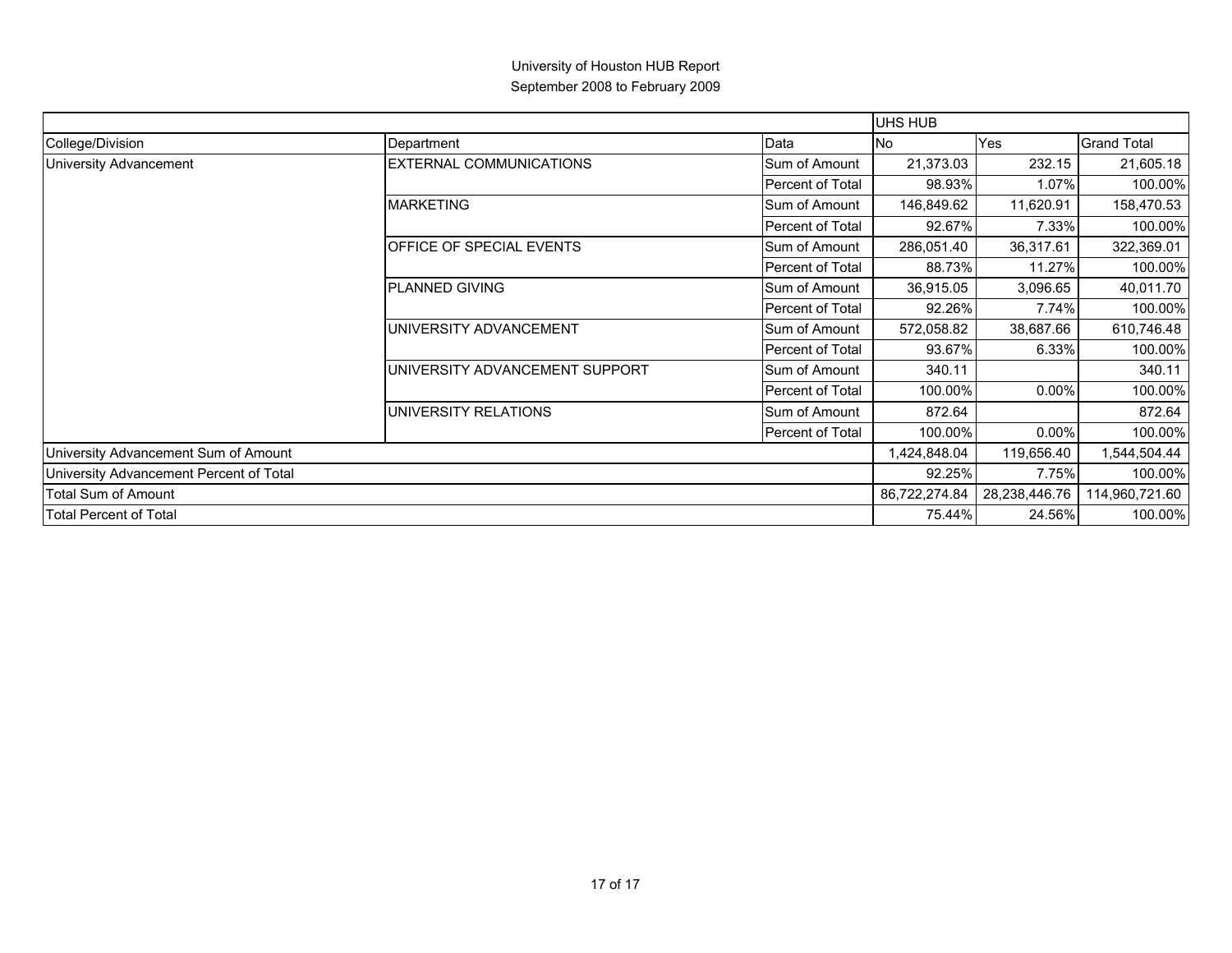# University of Houston HUB Report

September 2008 to February 2009

| | | | UHS HUB | | |
|---|---|---|---|---|---|
| College/Division | Department | Data | No | Yes | Grand Total |
| University Advancement | EXTERNAL COMMUNICATIONS | Sum of Amount | 21,373.03 | 232.15 | 21,605.18 |
| | | Percent of Total | 98.93% | 1.07% | 100.00% |
| | MARKETING | Sum of Amount | 146,849.62 | 11,620.91 | 158,470.53 |
| | | Percent of Total | 92.67% | 7.33% | 100.00% |
| | OFFICE OF SPECIAL EVENTS | Sum of Amount | 286,051.40 | 36,317.61 | 322,369.01 |
| | | Percent of Total | 88.73% | 11.27% | 100.00% |
| | PLANNED GIVING | Sum of Amount | 36,915.05 | 3,096.65 | 40,011.70 |
| | | Percent of Total | 92.26% | 7.74% | 100.00% |
| | UNIVERSITY ADVANCEMENT | Sum of Amount | 572,058.82 | 38,687.66 | 610,746.48 |
| | | Percent of Total | 93.67% | 6.33% | 100.00% |
| | UNIVERSITY ADVANCEMENT SUPPORT | Sum of Amount | 340.11 | | 340.11 |
| | | Percent of Total | 100.00% | 0.00% | 100.00% |
| | UNIVERSITY RELATIONS | Sum of Amount | 872.64 | | 872.64 |
| | | Percent of Total | 100.00% | 0.00% | 100.00% |
| University Advancement Sum of Amount | | | 1,424,848.04 | 119,656.40 | 1,544,504.44 |
| University Advancement Percent of Total | | | 92.25% | 7.75% | 100.00% |
| Total Sum of Amount | | | 86,722,274.84 | 28,238,446.76 | 114,960,721.60 |
| Total Percent of Total | | | 75.44% | 24.56% | 100.00% |